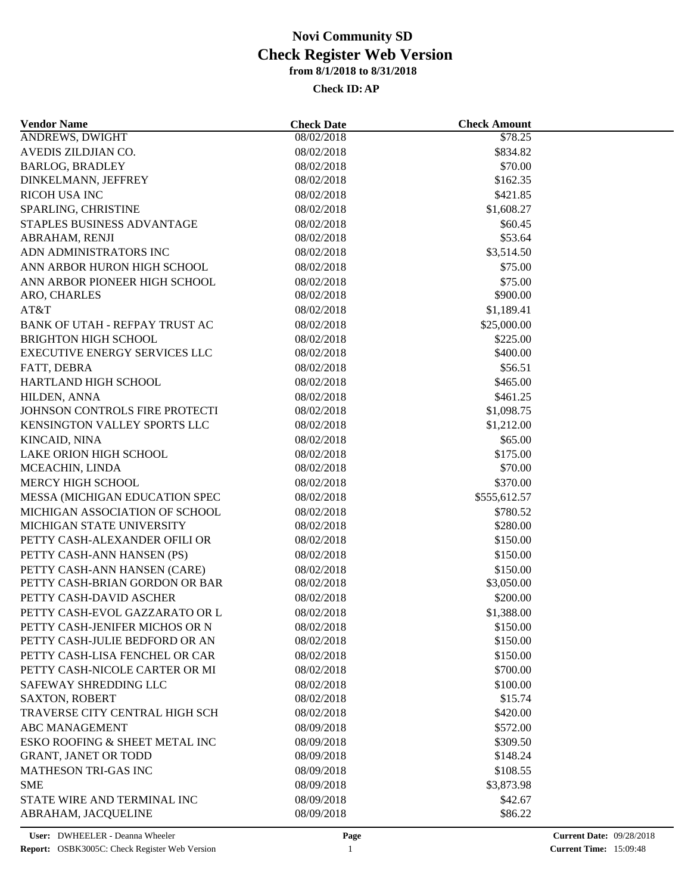# Novi Community SD
## Check Register Web Version
### from 8/1/2018 to 8/31/2018

**Check ID: AP**

| Vendor Name | Check Date | Check Amount |
|---|---|---|
| ANDREWS, DWIGHT | 08/02/2018 | $78.25 |
| AVEDIS ZILDJIAN CO. | 08/02/2018 | $834.82 |
| BARLOG, BRADLEY | 08/02/2018 | $70.00 |
| DINKELMANN, JEFFREY | 08/02/2018 | $162.35 |
| RICOH USA INC | 08/02/2018 | $421.85 |
| SPARLING, CHRISTINE | 08/02/2018 | $1,608.27 |
| STAPLES BUSINESS ADVANTAGE | 08/02/2018 | $60.45 |
| ABRAHAM, RENJI | 08/02/2018 | $53.64 |
| ADN ADMINISTRATORS INC | 08/02/2018 | $3,514.50 |
| ANN ARBOR HURON HIGH SCHOOL | 08/02/2018 | $75.00 |
| ANN ARBOR PIONEER HIGH SCHOOL | 08/02/2018 | $75.00 |
| ARO, CHARLES | 08/02/2018 | $900.00 |
| AT&T | 08/02/2018 | $1,189.41 |
| BANK OF UTAH - REFPAY TRUST AC | 08/02/2018 | $25,000.00 |
| BRIGHTON HIGH SCHOOL | 08/02/2018 | $225.00 |
| EXECUTIVE ENERGY SERVICES LLC | 08/02/2018 | $400.00 |
| FATT, DEBRA | 08/02/2018 | $56.51 |
| HARTLAND HIGH SCHOOL | 08/02/2018 | $465.00 |
| HILDEN, ANNA | 08/02/2018 | $461.25 |
| JOHNSON CONTROLS FIRE PROTECTI | 08/02/2018 | $1,098.75 |
| KENSINGTON VALLEY SPORTS LLC | 08/02/2018 | $1,212.00 |
| KINCAID, NINA | 08/02/2018 | $65.00 |
| LAKE ORION HIGH SCHOOL | 08/02/2018 | $175.00 |
| MCEACHIN, LINDA | 08/02/2018 | $70.00 |
| MERCY HIGH SCHOOL | 08/02/2018 | $370.00 |
| MESSA (MICHIGAN EDUCATION SPEC | 08/02/2018 | $555,612.57 |
| MICHIGAN ASSOCIATION OF SCHOOL | 08/02/2018 | $780.52 |
| MICHIGAN STATE UNIVERSITY | 08/02/2018 | $280.00 |
| PETTY CASH-ALEXANDER OFILI OR | 08/02/2018 | $150.00 |
| PETTY CASH-ANN HANSEN (PS) | 08/02/2018 | $150.00 |
| PETTY CASH-ANN HANSEN (CARE) | 08/02/2018 | $150.00 |
| PETTY CASH-BRIAN GORDON OR BAR | 08/02/2018 | $3,050.00 |
| PETTY CASH-DAVID ASCHER | 08/02/2018 | $200.00 |
| PETTY CASH-EVOL GAZZARATO OR L | 08/02/2018 | $1,388.00 |
| PETTY CASH-JENIFER MICHOS OR N | 08/02/2018 | $150.00 |
| PETTY CASH-JULIE BEDFORD OR AN | 08/02/2018 | $150.00 |
| PETTY CASH-LISA FENCHEL OR CAR | 08/02/2018 | $150.00 |
| PETTY CASH-NICOLE CARTER OR MI | 08/02/2018 | $700.00 |
| SAFEWAY SHREDDING LLC | 08/02/2018 | $100.00 |
| SAXTON, ROBERT | 08/02/2018 | $15.74 |
| TRAVERSE CITY CENTRAL HIGH SCH | 08/02/2018 | $420.00 |
| ABC MANAGEMENT | 08/09/2018 | $572.00 |
| ESKO ROOFING & SHEET METAL INC | 08/09/2018 | $309.50 |
| GRANT, JANET OR TODD | 08/09/2018 | $148.24 |
| MATHESON TRI-GAS INC | 08/09/2018 | $108.55 |
| SME | 08/09/2018 | $3,873.98 |
| STATE WIRE AND TERMINAL INC | 08/09/2018 | $42.67 |
| ABRAHAM, JACQUELINE | 08/09/2018 | $86.22 |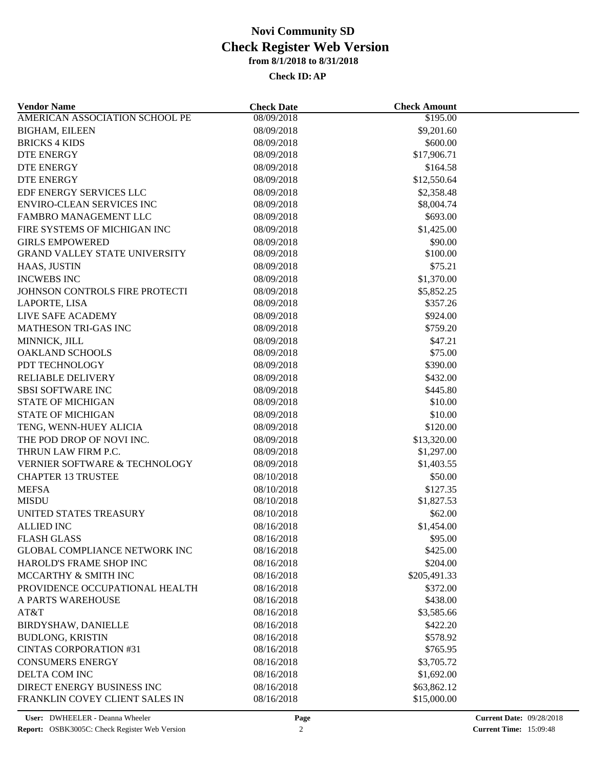# Novi Community SD
## Check Register Web Version
### from 8/1/2018 to 8/31/2018

**Check ID: AP**

| Vendor Name | Check Date | Check Amount |
|---|---|---|
| AMERICAN ASSOCIATION SCHOOL PE | 08/09/2018 | $195.00 |
| BIGHAM, EILEEN | 08/09/2018 | $9,201.60 |
| BRICKS 4 KIDS | 08/09/2018 | $600.00 |
| DTE ENERGY | 08/09/2018 | $17,906.71 |
| DTE ENERGY | 08/09/2018 | $164.58 |
| DTE ENERGY | 08/09/2018 | $12,550.64 |
| EDF ENERGY SERVICES LLC | 08/09/2018 | $2,358.48 |
| ENVIRO-CLEAN SERVICES INC | 08/09/2018 | $8,004.74 |
| FAMBRO MANAGEMENT LLC | 08/09/2018 | $693.00 |
| FIRE SYSTEMS OF MICHIGAN INC | 08/09/2018 | $1,425.00 |
| GIRLS EMPOWERED | 08/09/2018 | $90.00 |
| GRAND VALLEY STATE UNIVERSITY | 08/09/2018 | $100.00 |
| HAAS, JUSTIN | 08/09/2018 | $75.21 |
| INCWEBS INC | 08/09/2018 | $1,370.00 |
| JOHNSON CONTROLS FIRE PROTECTI | 08/09/2018 | $5,852.25 |
| LAPORTE, LISA | 08/09/2018 | $357.26 |
| LIVE SAFE ACADEMY | 08/09/2018 | $924.00 |
| MATHESON TRI-GAS INC | 08/09/2018 | $759.20 |
| MINNICK, JILL | 08/09/2018 | $47.21 |
| OAKLAND SCHOOLS | 08/09/2018 | $75.00 |
| PDT TECHNOLOGY | 08/09/2018 | $390.00 |
| RELIABLE DELIVERY | 08/09/2018 | $432.00 |
| SBSI SOFTWARE INC | 08/09/2018 | $445.80 |
| STATE OF MICHIGAN | 08/09/2018 | $10.00 |
| STATE OF MICHIGAN | 08/09/2018 | $10.00 |
| TENG, WENN-HUEY ALICIA | 08/09/2018 | $120.00 |
| THE POD DROP OF NOVI INC. | 08/09/2018 | $13,320.00 |
| THRUN LAW FIRM P.C. | 08/09/2018 | $1,297.00 |
| VERNIER SOFTWARE & TECHNOLOGY | 08/09/2018 | $1,403.55 |
| CHAPTER 13 TRUSTEE | 08/10/2018 | $50.00 |
| MEFSA | 08/10/2018 | $127.35 |
| MISDU | 08/10/2018 | $1,827.53 |
| UNITED STATES TREASURY | 08/10/2018 | $62.00 |
| ALLIED INC | 08/16/2018 | $1,454.00 |
| FLASH GLASS | 08/16/2018 | $95.00 |
| GLOBAL COMPLIANCE NETWORK INC | 08/16/2018 | $425.00 |
| HAROLD'S FRAME SHOP INC | 08/16/2018 | $204.00 |
| MCCARTHY & SMITH INC | 08/16/2018 | $205,491.33 |
| PROVIDENCE OCCUPATIONAL HEALTH | 08/16/2018 | $372.00 |
| A PARTS WAREHOUSE | 08/16/2018 | $438.00 |
| AT&T | 08/16/2018 | $3,585.66 |
| BIRDYSHAW, DANIELLE | 08/16/2018 | $422.20 |
| BUDLONG, KRISTIN | 08/16/2018 | $578.92 |
| CINTAS CORPORATION #31 | 08/16/2018 | $765.95 |
| CONSUMERS ENERGY | 08/16/2018 | $3,705.72 |
| DELTA COM INC | 08/16/2018 | $1,692.00 |
| DIRECT ENERGY BUSINESS INC | 08/16/2018 | $63,862.12 |
| FRANKLIN COVEY CLIENT SALES IN | 08/16/2018 | $15,000.00 |

**User:** DWHEELER - Deanna Wheeler
**Report:** OSBK3005C: Check Register Web Version
**Current Date:** 09/28/2018
**Current Time:** 15:09:48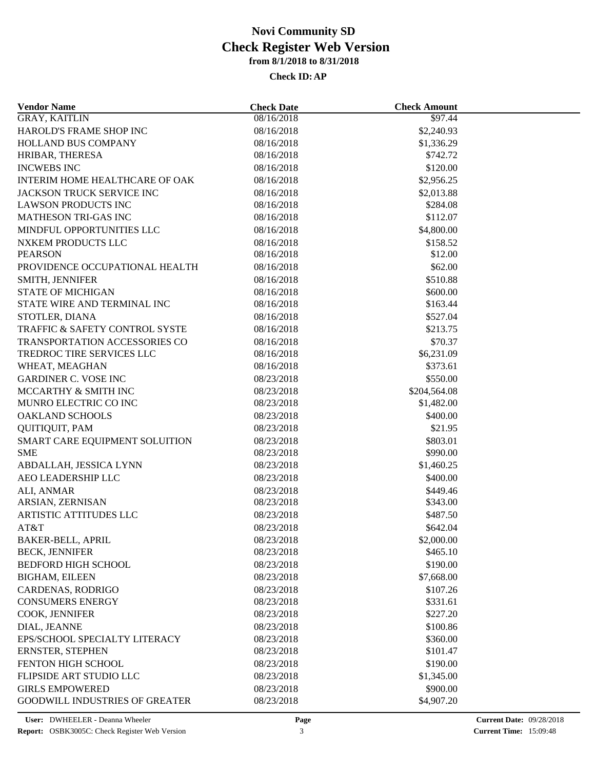# Novi Community SD
## Check Register Web Version
### from 8/1/2018 to 8/31/2018

**Check ID: AP**

| Vendor Name | Check Date | Check Amount |
|---|---|---|
| GRAY, KAITLIN | 08/16/2018 | $97.44 |
| HAROLD'S FRAME SHOP INC | 08/16/2018 | $2,240.93 |
| HOLLAND BUS COMPANY | 08/16/2018 | $1,336.29 |
| HRIBAR, THERESA | 08/16/2018 | $742.72 |
| INCWEBS INC | 08/16/2018 | $120.00 |
| INTERIM HOME HEALTHCARE OF OAK | 08/16/2018 | $2,956.25 |
| JACKSON TRUCK SERVICE INC | 08/16/2018 | $2,013.88 |
| LAWSON PRODUCTS INC | 08/16/2018 | $284.08 |
| MATHESON TRI-GAS INC | 08/16/2018 | $112.07 |
| MINDFUL OPPORTUNITIES LLC | 08/16/2018 | $4,800.00 |
| NXKEM PRODUCTS LLC | 08/16/2018 | $158.52 |
| PEARSON | 08/16/2018 | $12.00 |
| PROVIDENCE OCCUPATIONAL HEALTH | 08/16/2018 | $62.00 |
| SMITH, JENNIFER | 08/16/2018 | $510.88 |
| STATE OF MICHIGAN | 08/16/2018 | $600.00 |
| STATE WIRE AND TERMINAL INC | 08/16/2018 | $163.44 |
| STOTLER, DIANA | 08/16/2018 | $527.04 |
| TRAFFIC & SAFETY CONTROL SYSTE | 08/16/2018 | $213.75 |
| TRANSPORTATION ACCESSORIES CO | 08/16/2018 | $70.37 |
| TREDROC TIRE SERVICES LLC | 08/16/2018 | $6,231.09 |
| WHEAT, MEAGHAN | 08/16/2018 | $373.61 |
| GARDINER C. VOSE INC | 08/23/2018 | $550.00 |
| MCCARTHY & SMITH INC | 08/23/2018 | $204,564.08 |
| MUNRO ELECTRIC CO INC | 08/23/2018 | $1,482.00 |
| OAKLAND SCHOOLS | 08/23/2018 | $400.00 |
| QUITIQUIT, PAM | 08/23/2018 | $21.95 |
| SMART CARE EQUIPMENT SOLUITION | 08/23/2018 | $803.01 |
| SME | 08/23/2018 | $990.00 |
| ABDALLAH, JESSICA LYNN | 08/23/2018 | $1,460.25 |
| AEO LEADERSHIP LLC | 08/23/2018 | $400.00 |
| ALI, ANMAR | 08/23/2018 | $449.46 |
| ARSIAN, ZERNISAN | 08/23/2018 | $343.00 |
| ARTISTIC ATTITUDES LLC | 08/23/2018 | $487.50 |
| AT&T | 08/23/2018 | $642.04 |
| BAKER-BELL, APRIL | 08/23/2018 | $2,000.00 |
| BECK, JENNIFER | 08/23/2018 | $465.10 |
| BEDFORD HIGH SCHOOL | 08/23/2018 | $190.00 |
| BIGHAM, EILEEN | 08/23/2018 | $7,668.00 |
| CARDENAS, RODRIGO | 08/23/2018 | $107.26 |
| CONSUMERS ENERGY | 08/23/2018 | $331.61 |
| COOK, JENNIFER | 08/23/2018 | $227.20 |
| DIAL, JEANNE | 08/23/2018 | $100.86 |
| EPS/SCHOOL SPECIALTY LITERACY | 08/23/2018 | $360.00 |
| ERNSTER, STEPHEN | 08/23/2018 | $101.47 |
| FENTON HIGH SCHOOL | 08/23/2018 | $190.00 |
| FLIPSIDE ART STUDIO LLC | 08/23/2018 | $1,345.00 |
| GIRLS EMPOWERED | 08/23/2018 | $900.00 |
| GOODWILL INDUSTRIES OF GREATER | 08/23/2018 | $4,907.20 |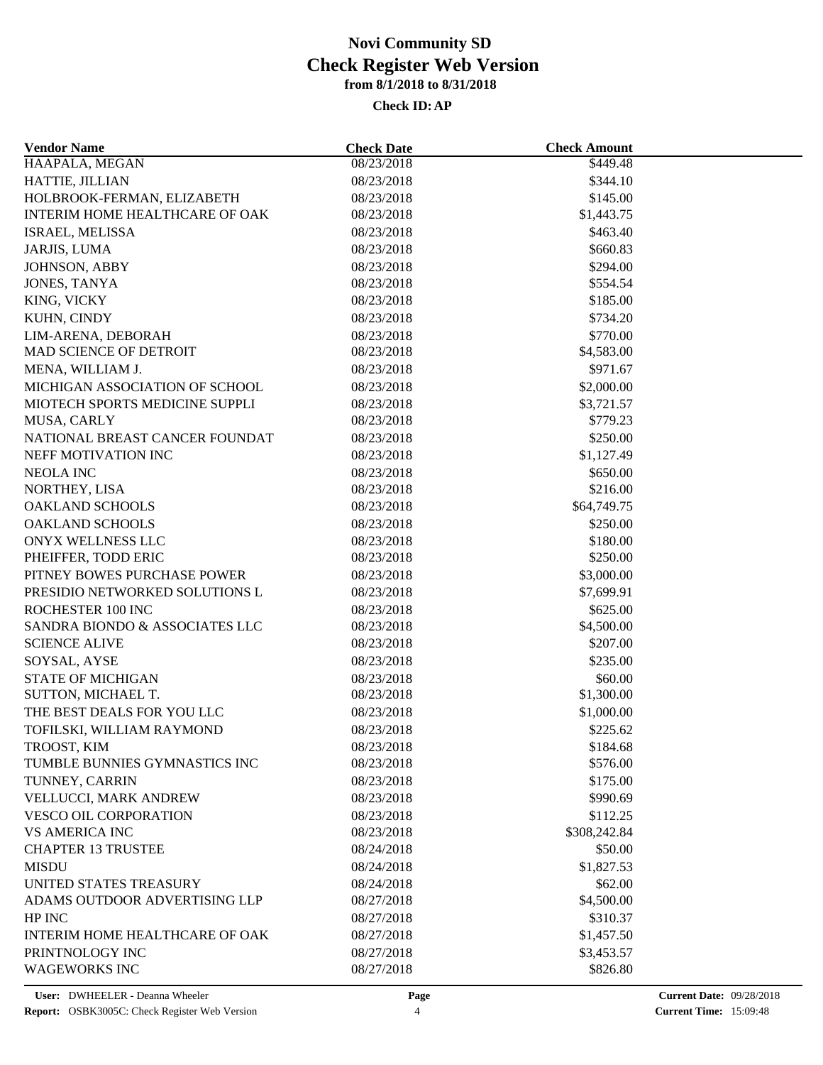# Novi Community SD
## Check Register Web Version
### from 8/1/2018 to 8/31/2018

**Check ID: AP**

| Vendor Name | Check Date | Check Amount |
|---|---|---|
| HAAPALA, MEGAN | 08/23/2018 | $449.48 |
| HATTIE, JILLIAN | 08/23/2018 | $344.10 |
| HOLBROOK-FERMAN, ELIZABETH | 08/23/2018 | $145.00 |
| INTERIM HOME HEALTHCARE OF OAK | 08/23/2018 | $1,443.75 |
| ISRAEL, MELISSA | 08/23/2018 | $463.40 |
| JARJIS, LUMA | 08/23/2018 | $660.83 |
| JOHNSON, ABBY | 08/23/2018 | $294.00 |
| JONES, TANYA | 08/23/2018 | $554.54 |
| KING, VICKY | 08/23/2018 | $185.00 |
| KUHN, CINDY | 08/23/2018 | $734.20 |
| LIM-ARENA, DEBORAH | 08/23/2018 | $770.00 |
| MAD SCIENCE OF DETROIT | 08/23/2018 | $4,583.00 |
| MENA, WILLIAM J. | 08/23/2018 | $971.67 |
| MICHIGAN ASSOCIATION OF SCHOOL | 08/23/2018 | $2,000.00 |
| MIOTECH SPORTS MEDICINE SUPPLI | 08/23/2018 | $3,721.57 |
| MUSA, CARLY | 08/23/2018 | $779.23 |
| NATIONAL BREAST CANCER FOUNDAT | 08/23/2018 | $250.00 |
| NEFF MOTIVATION INC | 08/23/2018 | $1,127.49 |
| NEOLA INC | 08/23/2018 | $650.00 |
| NORTHEY, LISA | 08/23/2018 | $216.00 |
| OAKLAND SCHOOLS | 08/23/2018 | $64,749.75 |
| OAKLAND SCHOOLS | 08/23/2018 | $250.00 |
| ONYX WELLNESS LLC | 08/23/2018 | $180.00 |
| PHEIFFER, TODD ERIC | 08/23/2018 | $250.00 |
| PITNEY BOWES PURCHASE POWER | 08/23/2018 | $3,000.00 |
| PRESIDIO NETWORKED SOLUTIONS L | 08/23/2018 | $7,699.91 |
| ROCHESTER 100 INC | 08/23/2018 | $625.00 |
| SANDRA BIONDO & ASSOCIATES LLC | 08/23/2018 | $4,500.00 |
| SCIENCE ALIVE | 08/23/2018 | $207.00 |
| SOYSAL, AYSE | 08/23/2018 | $235.00 |
| STATE OF MICHIGAN | 08/23/2018 | $60.00 |
| SUTTON, MICHAEL T. | 08/23/2018 | $1,300.00 |
| THE BEST DEALS FOR YOU LLC | 08/23/2018 | $1,000.00 |
| TOFILSKI, WILLIAM RAYMOND | 08/23/2018 | $225.62 |
| TROOST, KIM | 08/23/2018 | $184.68 |
| TUMBLE BUNNIES GYMNASTICS INC | 08/23/2018 | $576.00 |
| TUNNEY, CARRIN | 08/23/2018 | $175.00 |
| VELLUCCI, MARK ANDREW | 08/23/2018 | $990.69 |
| VESCO OIL CORPORATION | 08/23/2018 | $112.25 |
| VS AMERICA INC | 08/23/2018 | $308,242.84 |
| CHAPTER 13 TRUSTEE | 08/24/2018 | $50.00 |
| MISDU | 08/24/2018 | $1,827.53 |
| UNITED STATES TREASURY | 08/24/2018 | $62.00 |
| ADAMS OUTDOOR ADVERTISING LLP | 08/27/2018 | $4,500.00 |
| HP INC | 08/27/2018 | $310.37 |
| INTERIM HOME HEALTHCARE OF OAK | 08/27/2018 | $1,457.50 |
| PRINTNOLOGY INC | 08/27/2018 | $3,453.57 |
| WAGEWORKS INC | 08/27/2018 | $826.80 |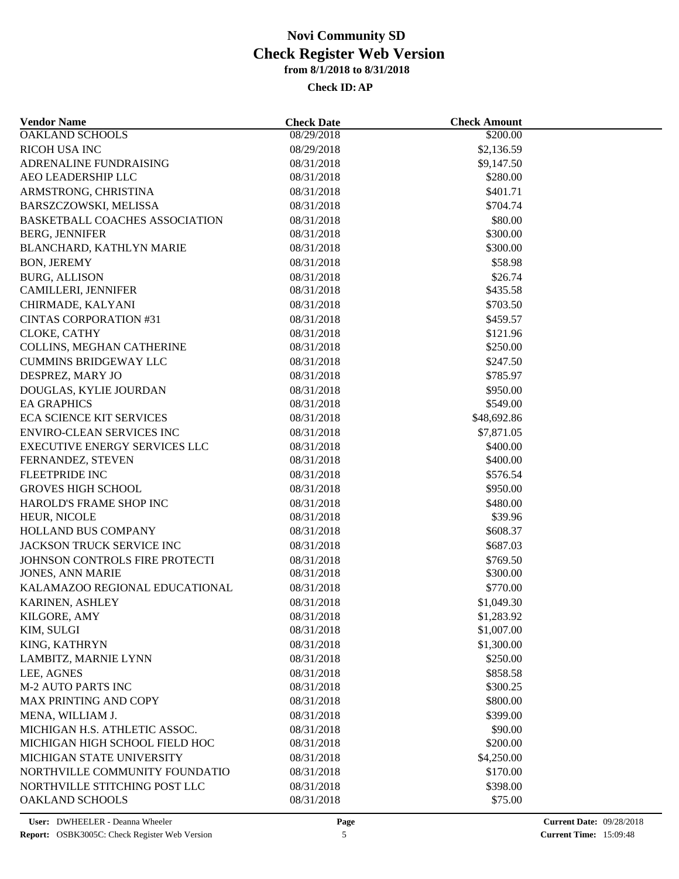# Novi Community SD
## Check Register Web Version
### from 8/1/2018 to 8/31/2018

**Check ID: AP**

| Vendor Name | Check Date | Check Amount |
|---|---|---|
| OAKLAND SCHOOLS | 08/29/2018 | $200.00 |
| RICOH USA INC | 08/29/2018 | $2,136.59 |
| ADRENALINE FUNDRAISING | 08/31/2018 | $9,147.50 |
| AEO LEADERSHIP LLC | 08/31/2018 | $280.00 |
| ARMSTRONG, CHRISTINA | 08/31/2018 | $401.71 |
| BARSZCZOWSKI, MELISSA | 08/31/2018 | $704.74 |
| BASKETBALL COACHES ASSOCIATION | 08/31/2018 | $80.00 |
| BERG, JENNIFER | 08/31/2018 | $300.00 |
| BLANCHARD, KATHLYN MARIE | 08/31/2018 | $300.00 |
| BON, JEREMY | 08/31/2018 | $58.98 |
| BURG, ALLISON | 08/31/2018 | $26.74 |
| CAMILLERI, JENNIFER | 08/31/2018 | $435.58 |
| CHIRMADE, KALYANI | 08/31/2018 | $703.50 |
| CINTAS CORPORATION #31 | 08/31/2018 | $459.57 |
| CLOKE, CATHY | 08/31/2018 | $121.96 |
| COLLINS, MEGHAN CATHERINE | 08/31/2018 | $250.00 |
| CUMMINS BRIDGEWAY LLC | 08/31/2018 | $247.50 |
| DESPREZ, MARY JO | 08/31/2018 | $785.97 |
| DOUGLAS, KYLIE JOURDAN | 08/31/2018 | $950.00 |
| EA GRAPHICS | 08/31/2018 | $549.00 |
| ECA SCIENCE KIT SERVICES | 08/31/2018 | $48,692.86 |
| ENVIRO-CLEAN SERVICES INC | 08/31/2018 | $7,871.05 |
| EXECUTIVE ENERGY SERVICES LLC | 08/31/2018 | $400.00 |
| FERNANDEZ, STEVEN | 08/31/2018 | $400.00 |
| FLEETPRIDE INC | 08/31/2018 | $576.54 |
| GROVES HIGH SCHOOL | 08/31/2018 | $950.00 |
| HAROLD'S FRAME SHOP INC | 08/31/2018 | $480.00 |
| HEUR, NICOLE | 08/31/2018 | $39.96 |
| HOLLAND BUS COMPANY | 08/31/2018 | $608.37 |
| JACKSON TRUCK SERVICE INC | 08/31/2018 | $687.03 |
| JOHNSON CONTROLS FIRE PROTECTI | 08/31/2018 | $769.50 |
| JONES, ANN MARIE | 08/31/2018 | $300.00 |
| KALAMAZOO REGIONAL EDUCATIONAL | 08/31/2018 | $770.00 |
| KARINEN, ASHLEY | 08/31/2018 | $1,049.30 |
| KILGORE, AMY | 08/31/2018 | $1,283.92 |
| KIM, SULGI | 08/31/2018 | $1,007.00 |
| KING, KATHRYN | 08/31/2018 | $1,300.00 |
| LAMBITZ, MARNIE LYNN | 08/31/2018 | $250.00 |
| LEE, AGNES | 08/31/2018 | $858.58 |
| M-2 AUTO PARTS INC | 08/31/2018 | $300.25 |
| MAX PRINTING AND COPY | 08/31/2018 | $800.00 |
| MENA, WILLIAM J. | 08/31/2018 | $399.00 |
| MICHIGAN H.S. ATHLETIC ASSOC. | 08/31/2018 | $90.00 |
| MICHIGAN HIGH SCHOOL FIELD HOC | 08/31/2018 | $200.00 |
| MICHIGAN STATE UNIVERSITY | 08/31/2018 | $4,250.00 |
| NORTHVILLE COMMUNITY FOUNDATIO | 08/31/2018 | $170.00 |
| NORTHVILLE STITCHING POST LLC | 08/31/2018 | $398.00 |
| OAKLAND SCHOOLS | 08/31/2018 | $75.00 |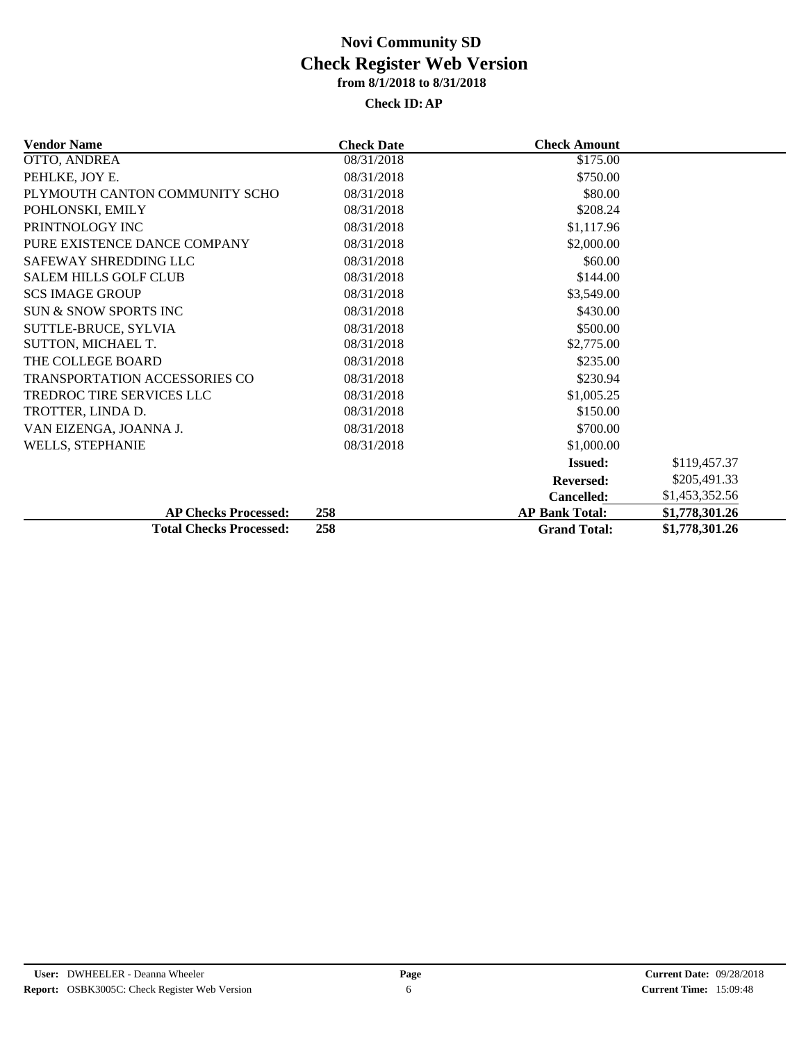# Novi Community SD
# Check Register Web Version
### from 8/1/2018 to 8/31/2018
### Check ID: AP

| Vendor Name | Check Date | Check Amount | |
|---|---|---|---|
| OTTO, ANDREA | 08/31/2018 | $175.00 | |
| PEHLKE, JOY E. | 08/31/2018 | $750.00 | |
| PLYMOUTH CANTON COMMUNITY SCHO | 08/31/2018 | $80.00 | |
| POHLONSKI, EMILY | 08/31/2018 | $208.24 | |
| PRINTNOLOGY INC | 08/31/2018 | $1,117.96 | |
| PURE EXISTENCE DANCE COMPANY | 08/31/2018 | $2,000.00 | |
| SAFEWAY SHREDDING LLC | 08/31/2018 | $60.00 | |
| SALEM HILLS GOLF CLUB | 08/31/2018 | $144.00 | |
| SCS IMAGE GROUP | 08/31/2018 | $3,549.00 | |
| SUN & SNOW SPORTS INC | 08/31/2018 | $430.00 | |
| SUTTLE-BRUCE, SYLVIA | 08/31/2018 | $500.00 | |
| SUTTON, MICHAEL T. | 08/31/2018 | $2,775.00 | |
| THE COLLEGE BOARD | 08/31/2018 | $235.00 | |
| TRANSPORTATION ACCESSORIES CO | 08/31/2018 | $230.94 | |
| TREDROC TIRE SERVICES LLC | 08/31/2018 | $1,005.25 | |
| TROTTER, LINDA D. | 08/31/2018 | $150.00 | |
| VAN EIZENGA, JOANNA J. | 08/31/2018 | $700.00 | |
| WELLS, STEPHANIE | 08/31/2018 | $1,000.00 | |
| | | **Issued:** | $119,457.37 |
| | | **Reversed:** | $205,491.33 |
| | | **Cancelled:** | $1,453,352.56 |
| **AP Checks Processed:** | **258** | **AP Bank Total:** | **$1,778,301.26** |
| **Total Checks Processed:** | **258** | **Grand Total:** | **$1,778,301.26** |

**User:** DWHEELER - Deanna Wheeler
**Report:** OSBK3005C: Check Register Web Version
**Current Date:** 09/28/2018
**Current Time:** 15:09:48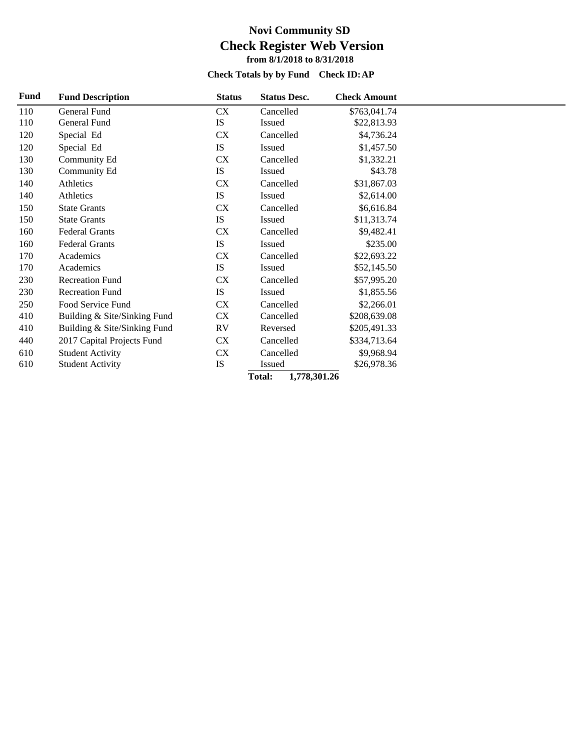# Novi Community SD

## Check Register Web Version

### from 8/1/2018 to 8/31/2018

**Check Totals by by Fund Check ID: AP**

| Fund | Fund Description | Status | Status Desc. | Check Amount |
|---|---|---|---|---|
| 110 | General Fund | CX | Cancelled | $763,041.74 |
| 110 | General Fund | IS | Issued | $22,813.93 |
| 120 | Special Ed | CX | Cancelled | $4,736.24 |
| 120 | Special Ed | IS | Issued | $1,457.50 |
| 130 | Community Ed | CX | Cancelled | $1,332.21 |
| 130 | Community Ed | IS | Issued | $43.78 |
| 140 | Athletics | CX | Cancelled | $31,867.03 |
| 140 | Athletics | IS | Issued | $2,614.00 |
| 150 | State Grants | CX | Cancelled | $6,616.84 |
| 150 | State Grants | IS | Issued | $11,313.74 |
| 160 | Federal Grants | CX | Cancelled | $9,482.41 |
| 160 | Federal Grants | IS | Issued | $235.00 |
| 170 | Academics | CX | Cancelled | $22,693.22 |
| 170 | Academics | IS | Issued | $52,145.50 |
| 230 | Recreation Fund | CX | Cancelled | $57,995.20 |
| 230 | Recreation Fund | IS | Issued | $1,855.56 |
| 250 | Food Service Fund | CX | Cancelled | $2,266.01 |
| 410 | Building & Site/Sinking Fund | CX | Cancelled | $208,639.08 |
| 410 | Building & Site/Sinking Fund | RV | Reversed | $205,491.33 |
| 440 | 2017 Capital Projects Fund | CX | Cancelled | $334,713.64 |
| 610 | Student Activity | CX | Cancelled | $9,968.94 |
| 610 | Student Activity | IS | Issued | $26,978.36 |
| | | | **Total:** | **1,778,301.26** |